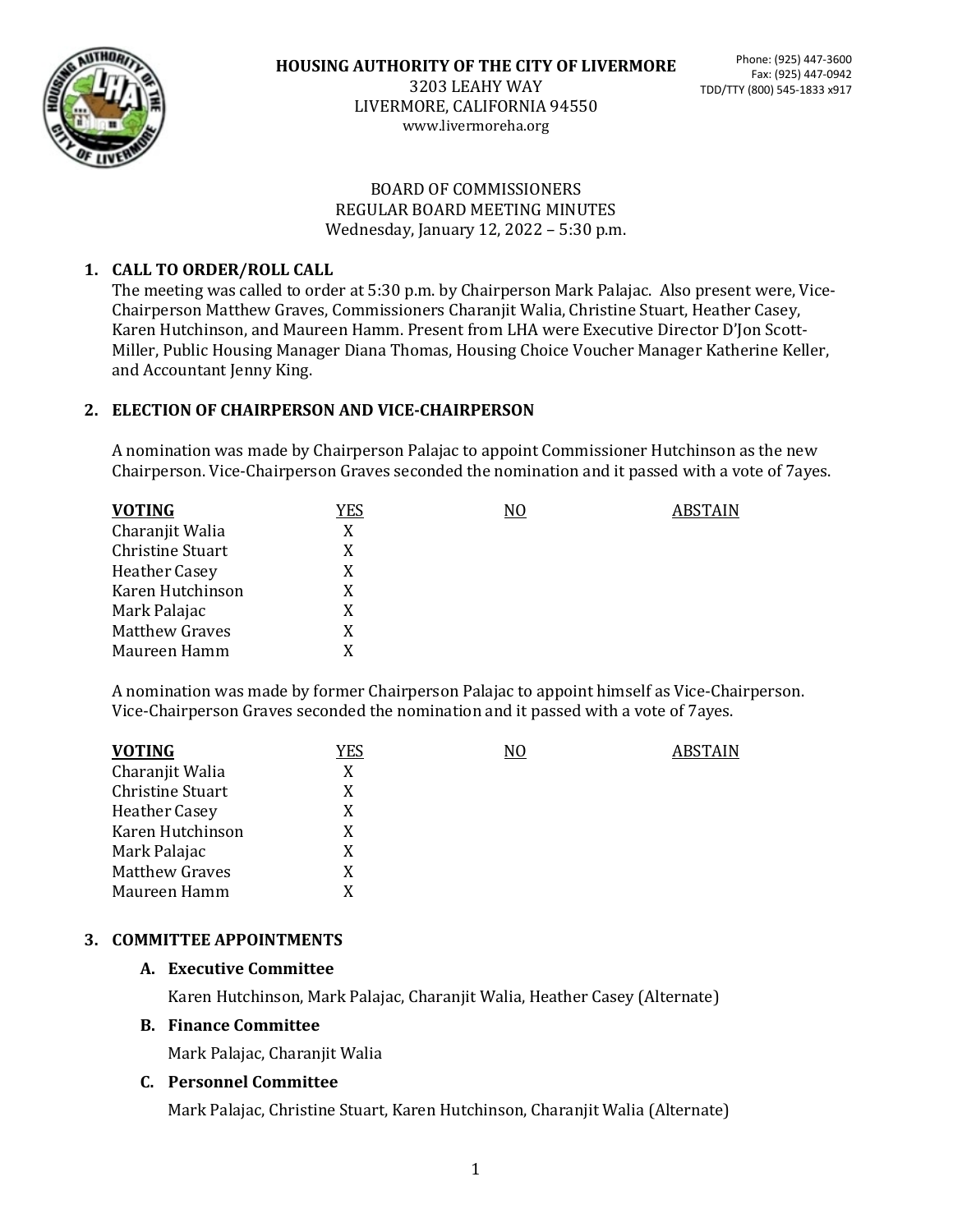**HOUSING AUTHORITY OF THE CITY OF LIVERMORE**
3203 LEAHY WAY
LIVERMORE, CALIFORNIA 94550
www.livermoreha.org

Phone: (925) 447-3600
Fax: (925) 447-0942
TDD/TTY (800) 545-1833 x917

BOARD OF COMMISSIONERS
REGULAR BOARD MEETING MINUTES
Wednesday, January 12, 2022 – 5:30 p.m.

## 1. CALL TO ORDER/ROLL CALL

The meeting was called to order at 5:30 p.m. by Chairperson Mark Palajac. Also present were, Vice-Chairperson Matthew Graves, Commissioners Charanjit Walia, Christine Stuart, Heather Casey, Karen Hutchinson, and Maureen Hamm. Present from LHA were Executive Director D'Jon Scott-Miller, Public Housing Manager Diana Thomas, Housing Choice Voucher Manager Katherine Keller, and Accountant Jenny King.

## 2. ELECTION OF CHAIRPERSON AND VICE-CHAIRPERSON

A nomination was made by Chairperson Palajac to appoint Commissioner Hutchinson as the new Chairperson. Vice-Chairperson Graves seconded the nomination and it passed with a vote of 7ayes.

| VOTING | YES | NO | ABSTAIN |
|---|---|---|---|
| Charanjit Walia | X | | |
| Christine Stuart | X | | |
| Heather Casey | X | | |
| Karen Hutchinson | X | | |
| Mark Palajac | X | | |
| Matthew Graves | X | | |
| Maureen Hamm | X | | |

A nomination was made by former Chairperson Palajac to appoint himself as Vice-Chairperson. Vice-Chairperson Graves seconded the nomination and it passed with a vote of 7ayes.

| VOTING | YES | NO | ABSTAIN |
|---|---|---|---|
| Charanjit Walia | X | | |
| Christine Stuart | X | | |
| Heather Casey | X | | |
| Karen Hutchinson | X | | |
| Mark Palajac | X | | |
| Matthew Graves | X | | |
| Maureen Hamm | X | | |

## 3. COMMITTEE APPOINTMENTS

### A. Executive Committee

Karen Hutchinson, Mark Palajac, Charanjit Walia, Heather Casey (Alternate)

### B. Finance Committee

Mark Palajac, Charanjit Walia

### C. Personnel Committee

Mark Palajac, Christine Stuart, Karen Hutchinson, Charanjit Walia (Alternate)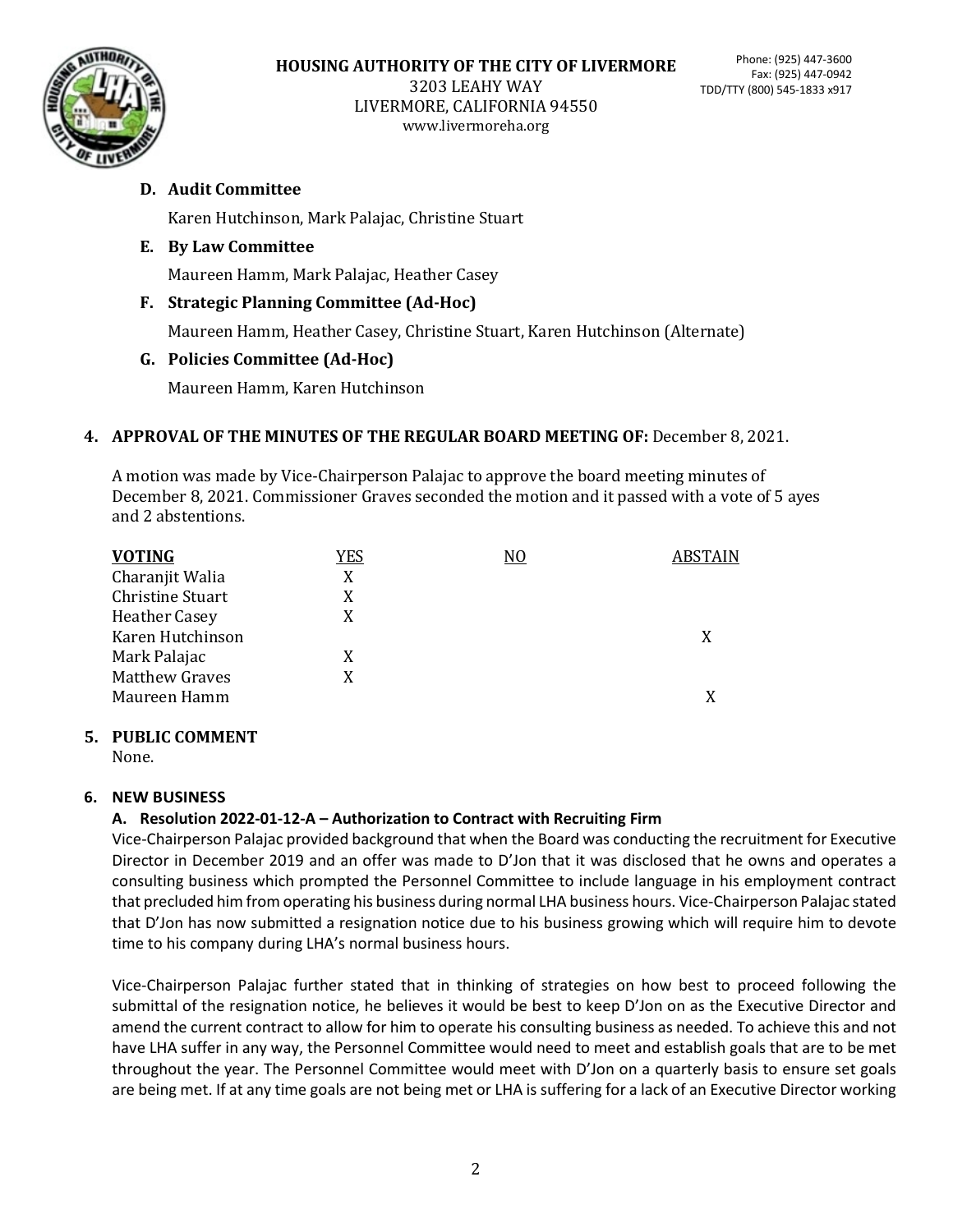**D. Audit Committee**

Karen Hutchinson, Mark Palajac, Christine Stuart

**E. By Law Committee**

Maureen Hamm, Mark Palajac, Heather Casey

**F. Strategic Planning Committee (Ad-Hoc)**

Maureen Hamm, Heather Casey, Christine Stuart, Karen Hutchinson (Alternate)

**G. Policies Committee (Ad-Hoc)**

Maureen Hamm, Karen Hutchinson

**4. APPROVAL OF THE MINUTES OF THE REGULAR BOARD MEETING OF:** December 8, 2021.

A motion was made by Vice-Chairperson Palajac to approve the board meeting minutes of December 8, 2021. Commissioner Graves seconded the motion and it passed with a vote of 5 ayes and 2 abstentions.

| VOTING | YES | NO | ABSTAIN |
|---|---|---|---|
| Charanjit Walia | X | | |
| Christine Stuart | X | | |
| Heather Casey | X | | |
| Karen Hutchinson | | | X |
| Mark Palajac | X | | |
| Matthew Graves | X | | |
| Maureen Hamm | | | X |

**5. PUBLIC COMMENT**

None.

**6. NEW BUSINESS**

**A. Resolution 2022-01-12-A – Authorization to Contract with Recruiting Firm**

Vice-Chairperson Palajac provided background that when the Board was conducting the recruitment for Executive Director in December 2019 and an offer was made to D'Jon that it was disclosed that he owns and operates a consulting business which prompted the Personnel Committee to include language in his employment contract that precluded him from operating his business during normal LHA business hours. Vice-Chairperson Palajac stated that D'Jon has now submitted a resignation notice due to his business growing which will require him to devote time to his company during LHA's normal business hours.

Vice-Chairperson Palajac further stated that in thinking of strategies on how best to proceed following the submittal of the resignation notice, he believes it would be best to keep D'Jon on as the Executive Director and amend the current contract to allow for him to operate his consulting business as needed. To achieve this and not have LHA suffer in any way, the Personnel Committee would need to meet and establish goals that are to be met throughout the year. The Personnel Committee would meet with D'Jon on a quarterly basis to ensure set goals are being met. If at any time goals are not being met or LHA is suffering for a lack of an Executive Director working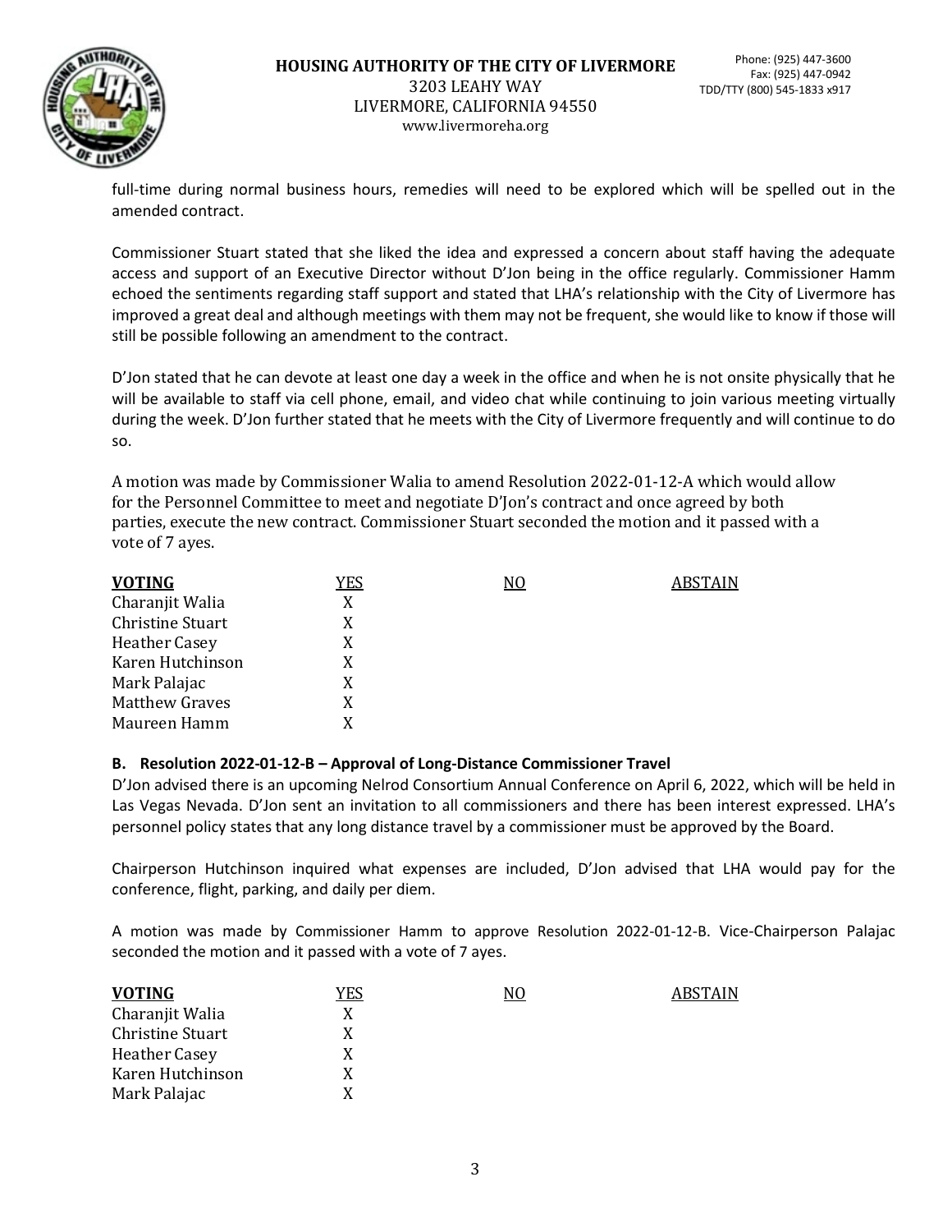full-time during normal business hours, remedies will need to be explored which will be spelled out in the amended contract.

Commissioner Stuart stated that she liked the idea and expressed a concern about staff having the adequate access and support of an Executive Director without D'Jon being in the office regularly. Commissioner Hamm echoed the sentiments regarding staff support and stated that LHA's relationship with the City of Livermore has improved a great deal and although meetings with them may not be frequent, she would like to know if those will still be possible following an amendment to the contract.

D'Jon stated that he can devote at least one day a week in the office and when he is not onsite physically that he will be available to staff via cell phone, email, and video chat while continuing to join various meeting virtually during the week. D'Jon further stated that he meets with the City of Livermore frequently and will continue to do so.

A motion was made by Commissioner Walia to amend Resolution 2022-01-12-A which would allow for the Personnel Committee to meet and negotiate D'Jon's contract and once agreed by both parties, execute the new contract. Commissioner Stuart seconded the motion and it passed with a vote of 7 ayes.

| VOTING | YES | NO | ABSTAIN |
|---|---|---|---|
| Charanjit Walia | X | | |
| Christine Stuart | X | | |
| Heather Casey | X | | |
| Karen Hutchinson | X | | |
| Mark Palajac | X | | |
| Matthew Graves | X | | |
| Maureen Hamm | X | | |

**B. Resolution 2022-01-12-B – Approval of Long-Distance Commissioner Travel**

D'Jon advised there is an upcoming Nelrod Consortium Annual Conference on April 6, 2022, which will be held in Las Vegas Nevada. D'Jon sent an invitation to all commissioners and there has been interest expressed. LHA's personnel policy states that any long distance travel by a commissioner must be approved by the Board.

Chairperson Hutchinson inquired what expenses are included, D'Jon advised that LHA would pay for the conference, flight, parking, and daily per diem.

A motion was made by Commissioner Hamm to approve Resolution 2022-01-12-B. Vice-Chairperson Palajac seconded the motion and it passed with a vote of 7 ayes.

| VOTING | YES | NO | ABSTAIN |
|---|---|---|---|
| Charanjit Walia | X | | |
| Christine Stuart | X | | |
| Heather Casey | X | | |
| Karen Hutchinson | X | | |
| Mark Palajac | X | | |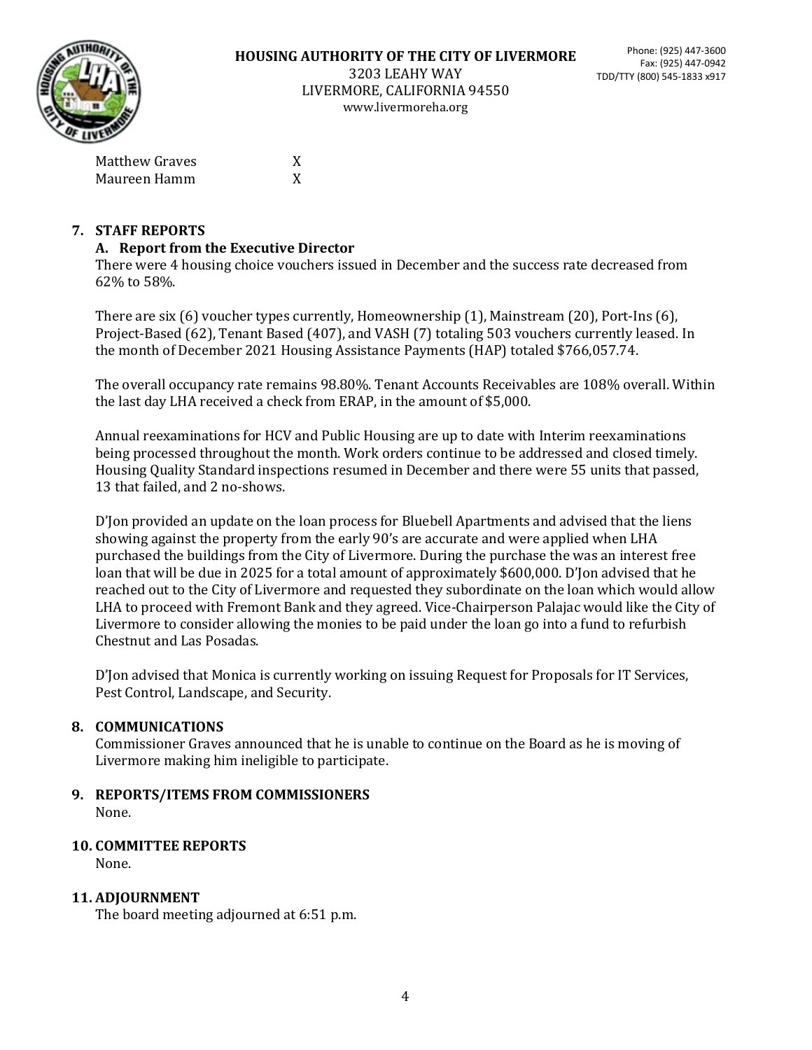| | |
|---|---|
| Matthew Graves | X |
| Maureen Hamm | X |

**7. STAFF REPORTS**

**A. Report from the Executive Director**

There were 4 housing choice vouchers issued in December and the success rate decreased from 62% to 58%.

There are six (6) voucher types currently, Homeownership (1), Mainstream (20), Port-Ins (6), Project-Based (62), Tenant Based (407), and VASH (7) totaling 503 vouchers currently leased. In the month of December 2021 Housing Assistance Payments (HAP) totaled $766,057.74.

The overall occupancy rate remains 98.80%. Tenant Accounts Receivables are 108% overall. Within the last day LHA received a check from ERAP, in the amount of $5,000.

Annual reexaminations for HCV and Public Housing are up to date with Interim reexaminations being processed throughout the month. Work orders continue to be addressed and closed timely. Housing Quality Standard inspections resumed in December and there were 55 units that passed, 13 that failed, and 2 no-shows.

D'Jon provided an update on the loan process for Bluebell Apartments and advised that the liens showing against the property from the early 90's are accurate and were applied when LHA purchased the buildings from the City of Livermore. During the purchase the was an interest free loan that will be due in 2025 for a total amount of approximately $600,000. D'Jon advised that he reached out to the City of Livermore and requested they subordinate on the loan which would allow LHA to proceed with Fremont Bank and they agreed. Vice-Chairperson Palajac would like the City of Livermore to consider allowing the monies to be paid under the loan go into a fund to refurbish Chestnut and Las Posadas.

D'Jon advised that Monica is currently working on issuing Request for Proposals for IT Services, Pest Control, Landscape, and Security.

**8. COMMUNICATIONS**

Commissioner Graves announced that he is unable to continue on the Board as he is moving of Livermore making him ineligible to participate.

**9. REPORTS/ITEMS FROM COMMISSIONERS**

None.

**10. COMMITTEE REPORTS**

None.

**11. ADJOURNMENT**

The board meeting adjourned at 6:51 p.m.